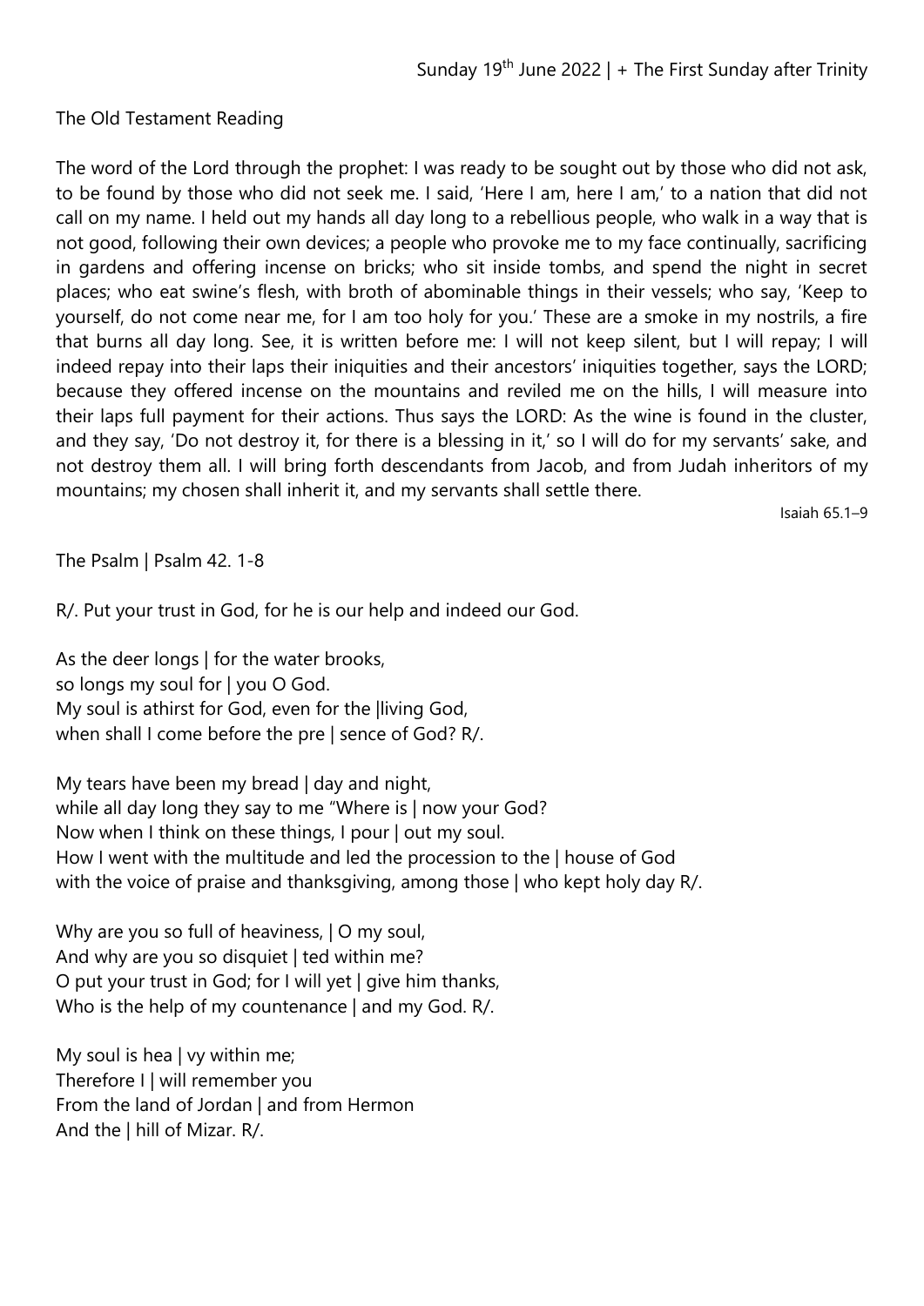Sunday 19th June 2022 | + The First Sunday after Trinity

The Old Testament Reading

The word of the Lord through the prophet: I was ready to be sought out by those who did not ask, to be found by those who did not seek me. I said, 'Here I am, here I am,' to a nation that did not call on my name. I held out my hands all day long to a rebellious people, who walk in a way that is not good, following their own devices; a people who provoke me to my face continually, sacrificing in gardens and offering incense on bricks; who sit inside tombs, and spend the night in secret places; who eat swine's flesh, with broth of abominable things in their vessels; who say, 'Keep to yourself, do not come near me, for I am too holy for you.' These are a smoke in my nostrils, a fire that burns all day long. See, it is written before me: I will not keep silent, but I will repay; I will indeed repay into their laps their iniquities and their ancestors' iniquities together, says the LORD; because they offered incense on the mountains and reviled me on the hills, I will measure into their laps full payment for their actions. Thus says the LORD: As the wine is found in the cluster, and they say, 'Do not destroy it, for there is a blessing in it,' so I will do for my servants' sake, and not destroy them all. I will bring forth descendants from Jacob, and from Judah inheritors of my mountains; my chosen shall inherit it, and my servants shall settle there.

Isaiah 65.1–9

The Psalm | Psalm 42. 1-8

R/. Put your trust in God, for he is our help and indeed our God.

As the deer longs | for the water brooks,
so longs my soul for | you O God.
My soul is athirst for God, even for the |living God,
when shall I come before the pre | sence of God? R/.

My tears have been my bread | day and night,
while all day long they say to me "Where is | now your God?
Now when I think on these things, I pour | out my soul.
How I went with the multitude and led the procession to the | house of God
with the voice of praise and thanksgiving, among those | who kept holy day R/.

Why are you so full of heaviness, | O my soul,
And why are you so disquiet | ted within me?
O put your trust in God; for I will yet | give him thanks,
Who is the help of my countenance | and my God. R/.

My soul is hea | vy within me;
Therefore I | will remember you
From the land of Jordan | and from Hermon
And the | hill of Mizar. R/.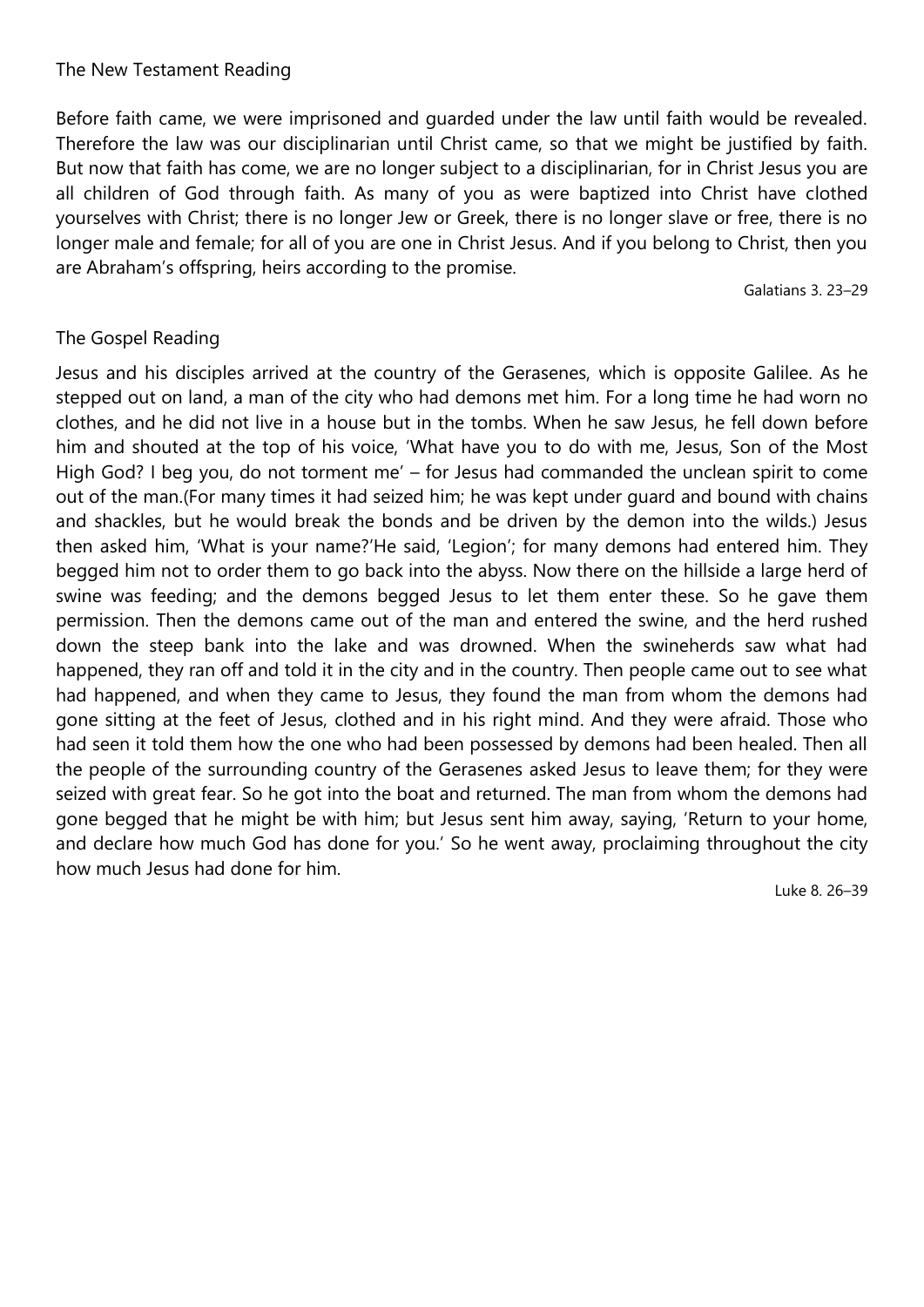## The New Testament Reading

Before faith came, we were imprisoned and guarded under the law until faith would be revealed. Therefore the law was our disciplinarian until Christ came, so that we might be justified by faith. But now that faith has come, we are no longer subject to a disciplinarian, for in Christ Jesus you are all children of God through faith. As many of you as were baptized into Christ have clothed yourselves with Christ; there is no longer Jew or Greek, there is no longer slave or free, there is no longer male and female; for all of you are one in Christ Jesus. And if you belong to Christ, then you are Abraham's offspring, heirs according to the promise.

Galatians 3. 23–29

## The Gospel Reading

Jesus and his disciples arrived at the country of the Gerasenes, which is opposite Galilee. As he stepped out on land, a man of the city who had demons met him. For a long time he had worn no clothes, and he did not live in a house but in the tombs. When he saw Jesus, he fell down before him and shouted at the top of his voice, 'What have you to do with me, Jesus, Son of the Most High God? I beg you, do not torment me' – for Jesus had commanded the unclean spirit to come out of the man.(For many times it had seized him; he was kept under guard and bound with chains and shackles, but he would break the bonds and be driven by the demon into the wilds.) Jesus then asked him, 'What is your name?'He said, 'Legion'; for many demons had entered him. They begged him not to order them to go back into the abyss. Now there on the hillside a large herd of swine was feeding; and the demons begged Jesus to let them enter these. So he gave them permission. Then the demons came out of the man and entered the swine, and the herd rushed down the steep bank into the lake and was drowned. When the swineherds saw what had happened, they ran off and told it in the city and in the country. Then people came out to see what had happened, and when they came to Jesus, they found the man from whom the demons had gone sitting at the feet of Jesus, clothed and in his right mind. And they were afraid. Those who had seen it told them how the one who had been possessed by demons had been healed. Then all the people of the surrounding country of the Gerasenes asked Jesus to leave them; for they were seized with great fear. So he got into the boat and returned. The man from whom the demons had gone begged that he might be with him; but Jesus sent him away, saying, 'Return to your home, and declare how much God has done for you.' So he went away, proclaiming throughout the city how much Jesus had done for him.

Luke 8. 26–39